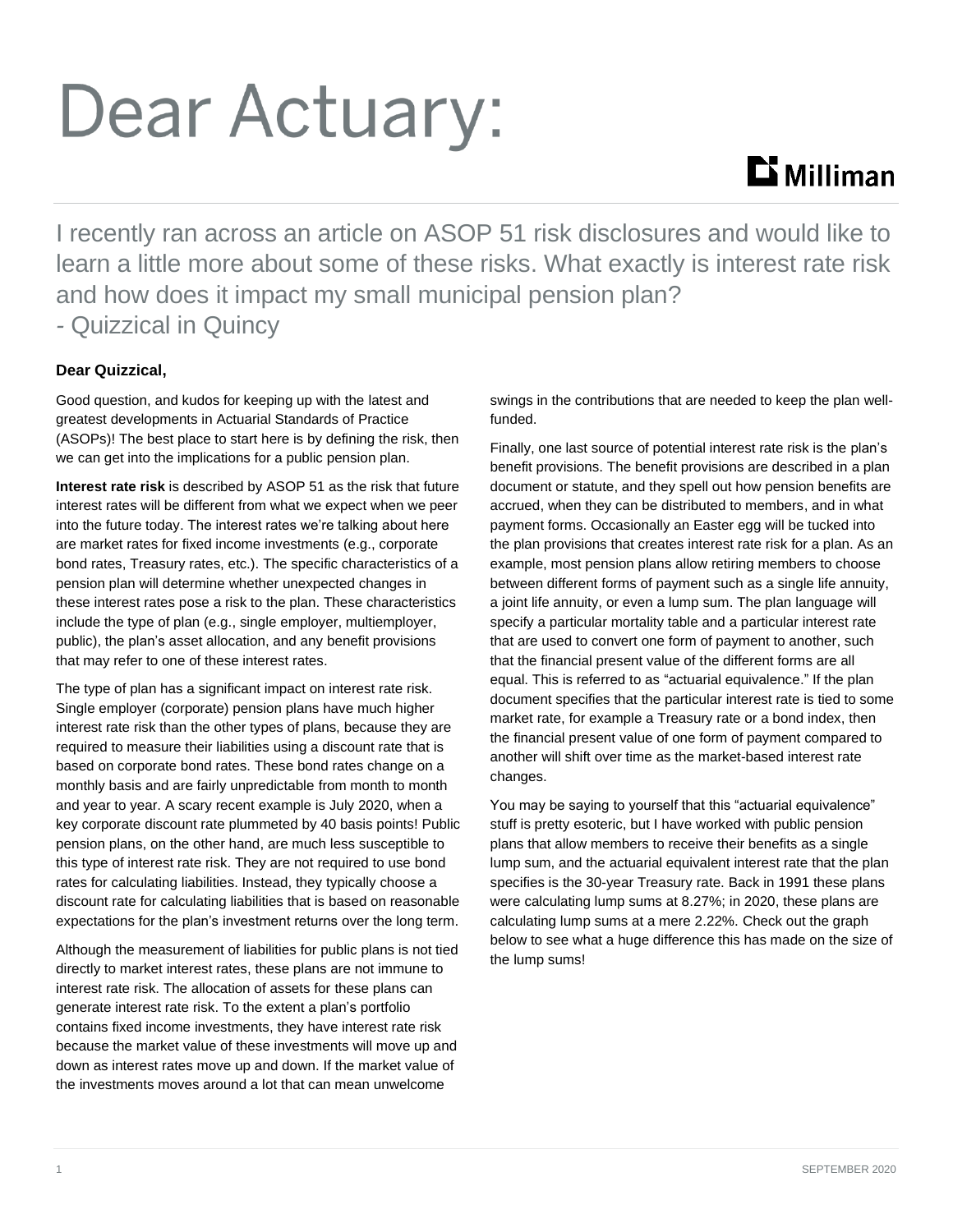# Dear Actuary:

Milliman

I recently ran across an article on ASOP 51 risk disclosures and would like to learn a little more about some of these risks. What exactly is interest rate risk and how does it impact my small municipal pension plan?
- Quizzical in Quincy

**Dear Quizzical,**

Good question, and kudos for keeping up with the latest and greatest developments in Actuarial Standards of Practice (ASOPs)! The best place to start here is by defining the risk, then we can get into the implications for a public pension plan.

**Interest rate risk** is described by ASOP 51 as the risk that future interest rates will be different from what we expect when we peer into the future today. The interest rates we're talking about here are market rates for fixed income investments (e.g., corporate bond rates, Treasury rates, etc.). The specific characteristics of a pension plan will determine whether unexpected changes in these interest rates pose a risk to the plan. These characteristics include the type of plan (e.g., single employer, multiemployer, public), the plan's asset allocation, and any benefit provisions that may refer to one of these interest rates.

The type of plan has a significant impact on interest rate risk. Single employer (corporate) pension plans have much higher interest rate risk than the other types of plans, because they are required to measure their liabilities using a discount rate that is based on corporate bond rates. These bond rates change on a monthly basis and are fairly unpredictable from month to month and year to year. A scary recent example is July 2020, when a key corporate discount rate plummeted by 40 basis points! Public pension plans, on the other hand, are much less susceptible to this type of interest rate risk. They are not required to use bond rates for calculating liabilities. Instead, they typically choose a discount rate for calculating liabilities that is based on reasonable expectations for the plan's investment returns over the long term.

Although the measurement of liabilities for public plans is not tied directly to market interest rates, these plans are not immune to interest rate risk. The allocation of assets for these plans can generate interest rate risk. To the extent a plan's portfolio contains fixed income investments, they have interest rate risk because the market value of these investments will move up and down as interest rates move up and down. If the market value of the investments moves around a lot that can mean unwelcome swings in the contributions that are needed to keep the plan well-funded.

Finally, one last source of potential interest rate risk is the plan's benefit provisions. The benefit provisions are described in a plan document or statute, and they spell out how pension benefits are accrued, when they can be distributed to members, and in what payment forms. Occasionally an Easter egg will be tucked into the plan provisions that creates interest rate risk for a plan. As an example, most pension plans allow retiring members to choose between different forms of payment such as a single life annuity, a joint life annuity, or even a lump sum. The plan language will specify a particular mortality table and a particular interest rate that are used to convert one form of payment to another, such that the financial present value of the different forms are all equal. This is referred to as "actuarial equivalence." If the plan document specifies that the particular interest rate is tied to some market rate, for example a Treasury rate or a bond index, then the financial present value of one form of payment compared to another will shift over time as the market-based interest rate changes.

You may be saying to yourself that this "actuarial equivalence" stuff is pretty esoteric, but I have worked with public pension plans that allow members to receive their benefits as a single lump sum, and the actuarial equivalent interest rate that the plan specifies is the 30-year Treasury rate. Back in 1991 these plans were calculating lump sums at 8.27%; in 2020, these plans are calculating lump sums at a mere 2.22%. Check out the graph below to see what a huge difference this has made on the size of the lump sums!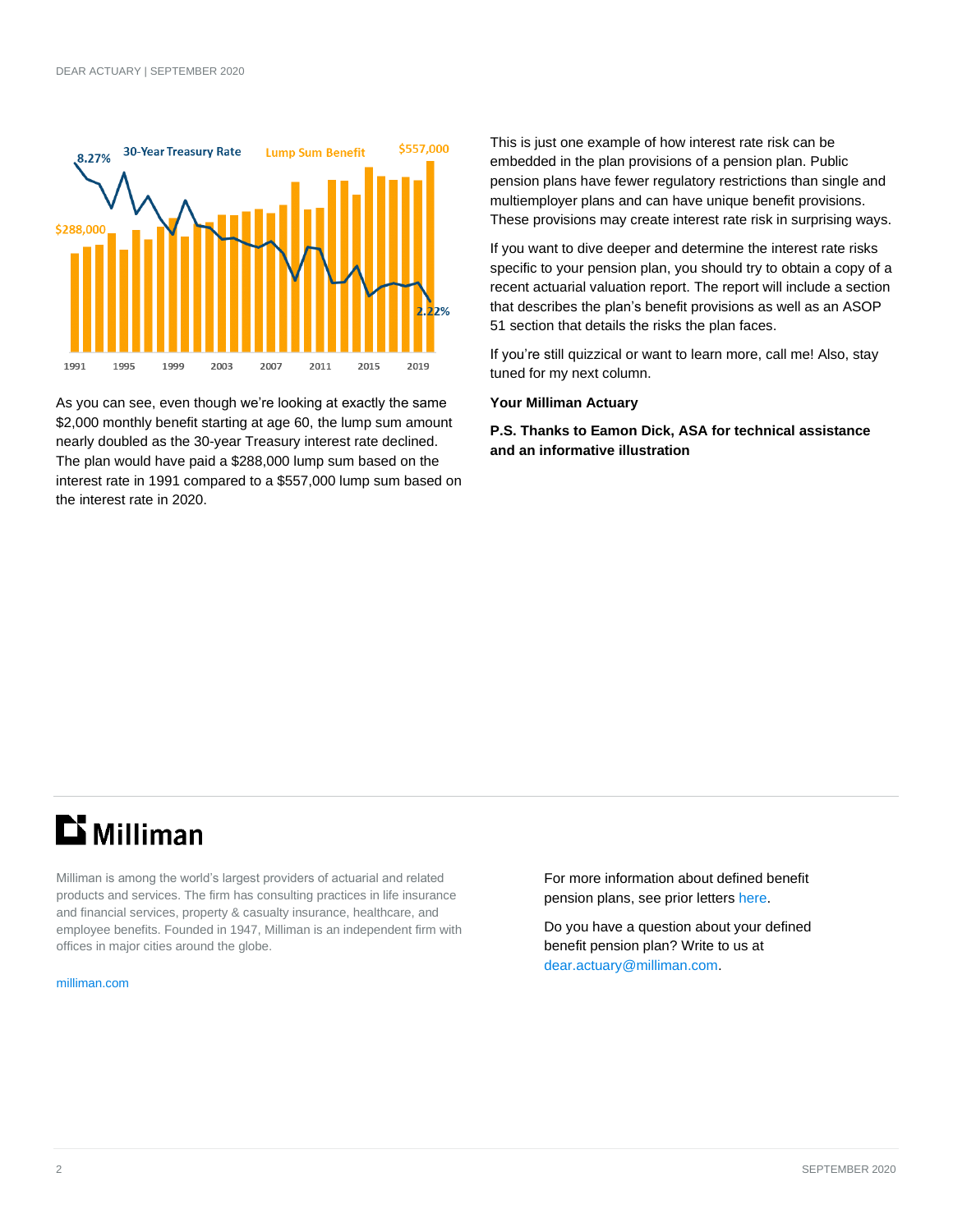8.27%

30-Year Treasury Rate

Lump Sum Benefit

$557,000

$288,000

2.22%

1991 1995 1999 2003 2007 2011 2015 2019

As you can see, even though we're looking at exactly the same $2,000 monthly benefit starting at age 60, the lump sum amount nearly doubled as the 30-year Treasury interest rate declined. The plan would have paid a $288,000 lump sum based on the interest rate in 1991 compared to a $557,000 lump sum based on the interest rate in 2020.

This is just one example of how interest rate risk can be embedded in the plan provisions of a pension plan. Public pension plans have fewer regulatory restrictions than single and multiemployer plans and can have unique benefit provisions. These provisions may create interest rate risk in surprising ways.

If you want to dive deeper and determine the interest rate risks specific to your pension plan, you should try to obtain a copy of a recent actuarial valuation report. The report will include a section that describes the plan's benefit provisions as well as an ASOP 51 section that details the risks the plan faces.

If you're still quizzical or want to learn more, call me! Also, stay tuned for my next column.

**Your Milliman Actuary**

**P.S. Thanks to Eamon Dick, ASA for technical assistance and an informative illustration**

---

**Milliman**

Milliman is among the world's largest providers of actuarial and related products and services. The firm has consulting practices in life insurance and financial services, property & casualty insurance, healthcare, and employee benefits. Founded in 1947, Milliman is an independent firm with offices in major cities around the globe.

milliman.com

For more information about defined benefit pension plans, see prior letters here.

Do you have a question about your defined benefit pension plan? Write to us at dear.actuary@milliman.com.